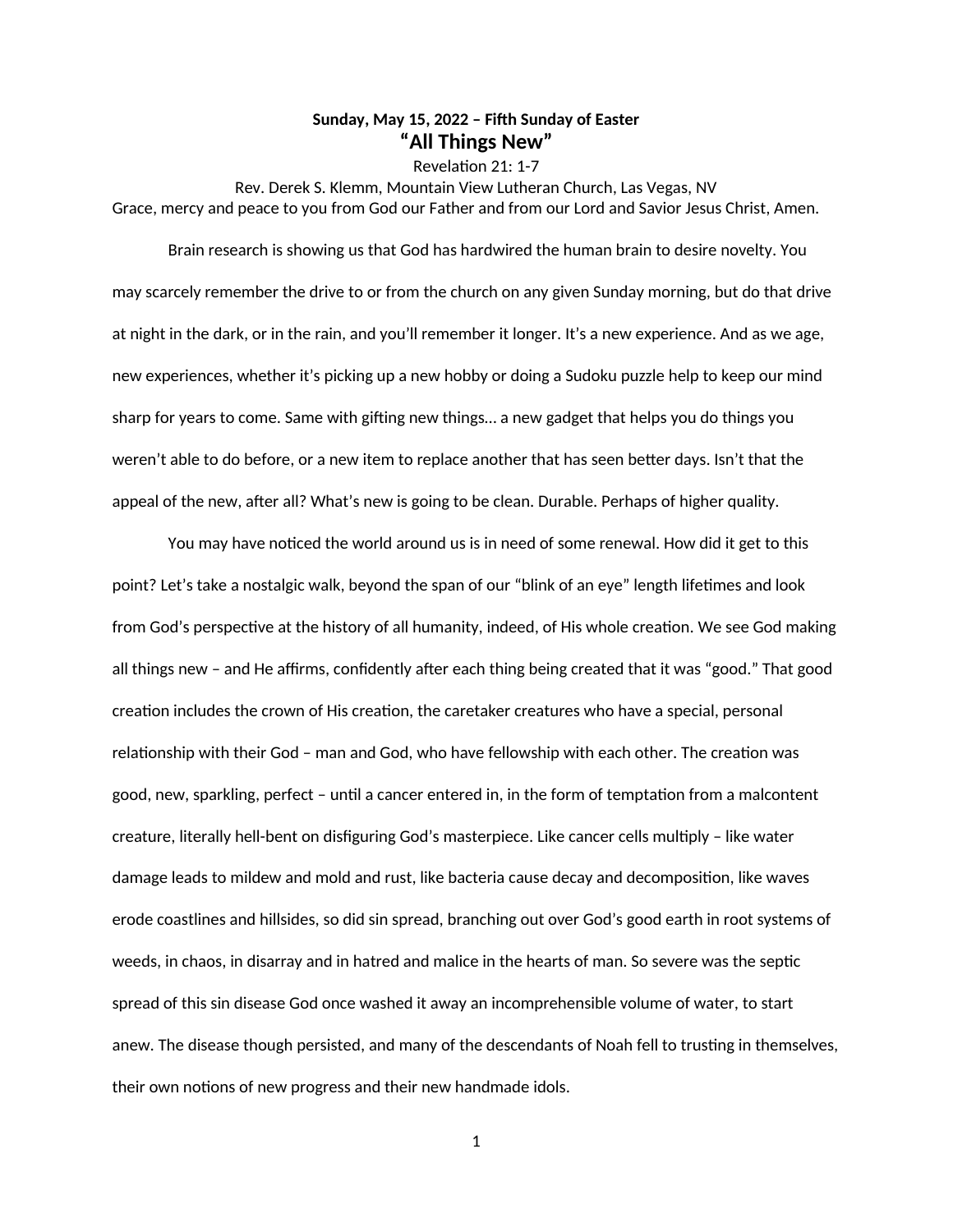**Sunday, May 15, 2022 – Fifth Sunday of Easter**

# "All Things New"

Revelation 21: 1-7

Rev. Derek S. Klemm, Mountain View Lutheran Church, Las Vegas, NV

Grace, mercy and peace to you from God our Father and from our Lord and Savior Jesus Christ, Amen.

Brain research is showing us that God has hardwired the human brain to desire novelty. You may scarcely remember the drive to or from the church on any given Sunday morning, but do that drive at night in the dark, or in the rain, and you'll remember it longer. It's a new experience. And as we age, new experiences, whether it's picking up a new hobby or doing a Sudoku puzzle help to keep our mind sharp for years to come. Same with gifting new things… a new gadget that helps you do things you weren't able to do before, or a new item to replace another that has seen better days. Isn't that the appeal of the new, after all? What's new is going to be clean. Durable. Perhaps of higher quality.

You may have noticed the world around us is in need of some renewal. How did it get to this point? Let's take a nostalgic walk, beyond the span of our "blink of an eye" length lifetimes and look from God's perspective at the history of all humanity, indeed, of His whole creation. We see God making all things new – and He affirms, confidently after each thing being created that it was "good." That good creation includes the crown of His creation, the caretaker creatures who have a special, personal relationship with their God – man and God, who have fellowship with each other. The creation was good, new, sparkling, perfect – until a cancer entered in, in the form of temptation from a malcontent creature, literally hell-bent on disfiguring God's masterpiece. Like cancer cells multiply – like water damage leads to mildew and mold and rust, like bacteria cause decay and decomposition, like waves erode coastlines and hillsides, so did sin spread, branching out over God's good earth in root systems of weeds, in chaos, in disarray and in hatred and malice in the hearts of man. So severe was the septic spread of this sin disease God once washed it away an incomprehensible volume of water, to start anew. The disease though persisted, and many of the descendants of Noah fell to trusting in themselves, their own notions of new progress and their new handmade idols.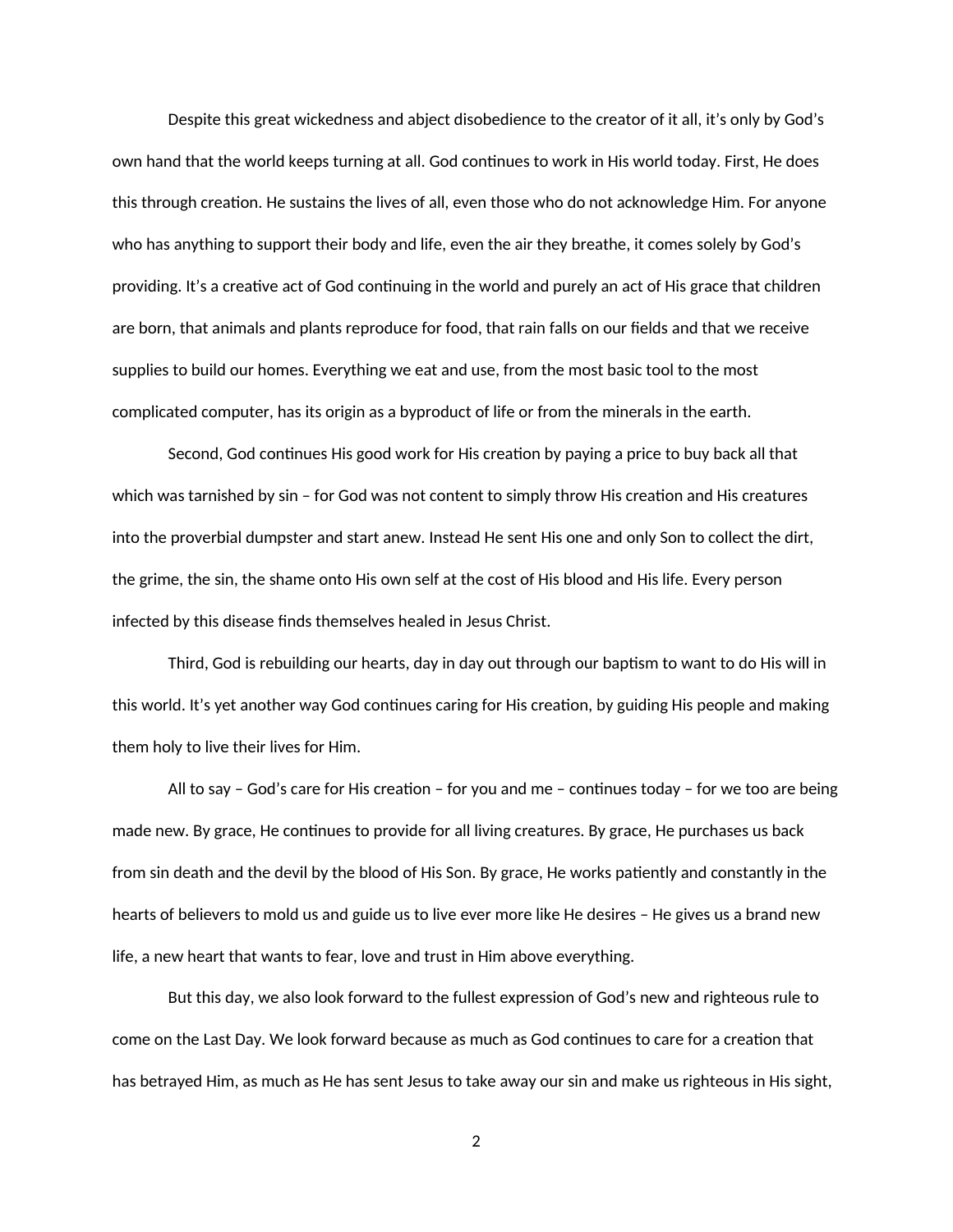Despite this great wickedness and abject disobedience to the creator of it all, it's only by God's own hand that the world keeps turning at all. God continues to work in His world today. First, He does this through creation. He sustains the lives of all, even those who do not acknowledge Him. For anyone who has anything to support their body and life, even the air they breathe, it comes solely by God's providing. It's a creative act of God continuing in the world and purely an act of His grace that children are born, that animals and plants reproduce for food, that rain falls on our fields and that we receive supplies to build our homes. Everything we eat and use, from the most basic tool to the most complicated computer, has its origin as a byproduct of life or from the minerals in the earth.

Second, God continues His good work for His creation by paying a price to buy back all that which was tarnished by sin – for God was not content to simply throw His creation and His creatures into the proverbial dumpster and start anew. Instead He sent His one and only Son to collect the dirt, the grime, the sin, the shame onto His own self at the cost of His blood and His life. Every person infected by this disease finds themselves healed in Jesus Christ.

Third, God is rebuilding our hearts, day in day out through our baptism to want to do His will in this world. It's yet another way God continues caring for His creation, by guiding His people and making them holy to live their lives for Him.

All to say – God's care for His creation – for you and me – continues today – for we too are being made new. By grace, He continues to provide for all living creatures. By grace, He purchases us back from sin death and the devil by the blood of His Son. By grace, He works patiently and constantly in the hearts of believers to mold us and guide us to live ever more like He desires – He gives us a brand new life, a new heart that wants to fear, love and trust in Him above everything.

But this day, we also look forward to the fullest expression of God's new and righteous rule to come on the Last Day. We look forward because as much as God continues to care for a creation that has betrayed Him, as much as He has sent Jesus to take away our sin and make us righteous in His sight,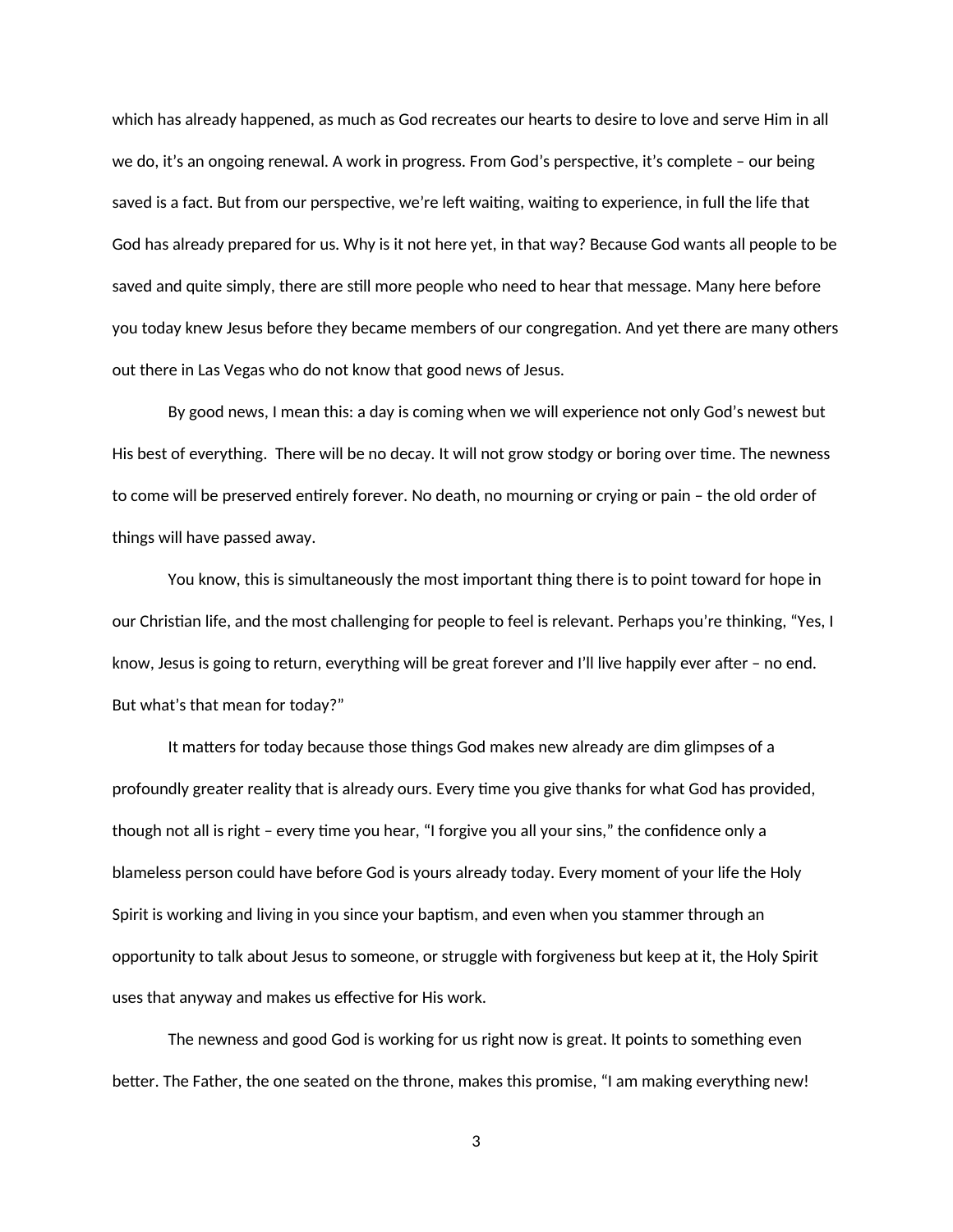which has already happened, as much as God recreates our hearts to desire to love and serve Him in all we do, it's an ongoing renewal. A work in progress. From God's perspective, it's complete – our being saved is a fact. But from our perspective, we're left waiting, waiting to experience, in full the life that God has already prepared for us. Why is it not here yet, in that way? Because God wants all people to be saved and quite simply, there are still more people who need to hear that message. Many here before you today knew Jesus before they became members of our congregation. And yet there are many others out there in Las Vegas who do not know that good news of Jesus.

By good news, I mean this: a day is coming when we will experience not only God's newest but His best of everything. There will be no decay. It will not grow stodgy or boring over time. The newness to come will be preserved entirely forever. No death, no mourning or crying or pain – the old order of things will have passed away.

You know, this is simultaneously the most important thing there is to point toward for hope in our Christian life, and the most challenging for people to feel is relevant. Perhaps you're thinking, "Yes, I know, Jesus is going to return, everything will be great forever and I'll live happily ever after – no end. But what's that mean for today?"

It matters for today because those things God makes new already are dim glimpses of a profoundly greater reality that is already ours. Every time you give thanks for what God has provided, though not all is right – every time you hear, "I forgive you all your sins," the confidence only a blameless person could have before God is yours already today. Every moment of your life the Holy Spirit is working and living in you since your baptism, and even when you stammer through an opportunity to talk about Jesus to someone, or struggle with forgiveness but keep at it, the Holy Spirit uses that anyway and makes us effective for His work.

The newness and good God is working for us right now is great. It points to something even better. The Father, the one seated on the throne, makes this promise, "I am making everything new!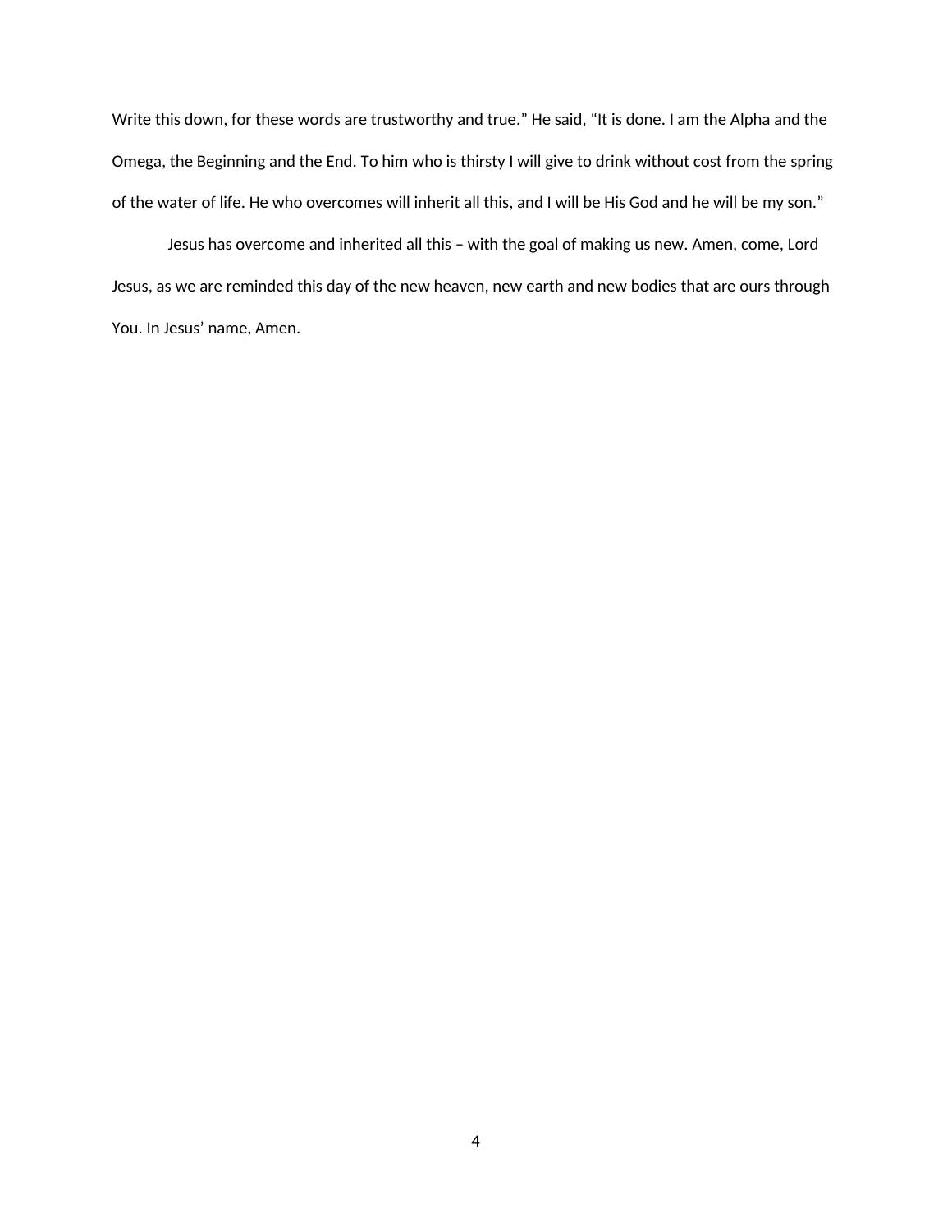Write this down, for these words are trustworthy and true." He said, "It is done. I am the Alpha and the Omega, the Beginning and the End. To him who is thirsty I will give to drink without cost from the spring of the water of life. He who overcomes will inherit all this, and I will be His God and he will be my son."

Jesus has overcome and inherited all this – with the goal of making us new. Amen, come, Lord Jesus, as we are reminded this day of the new heaven, new earth and new bodies that are ours through You. In Jesus' name, Amen.